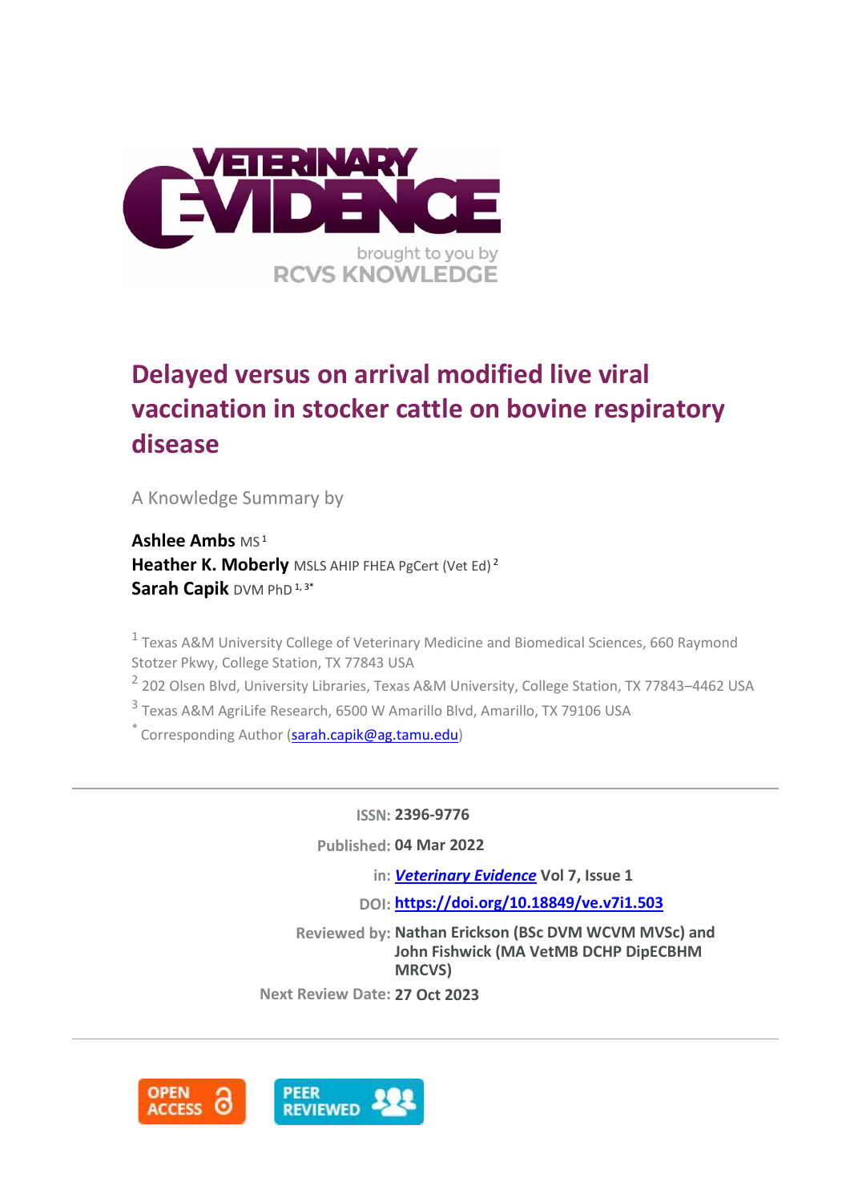VETERINARY EVIDENCE

brought to you by RCVS KNOWLEDGE

# Delayed versus on arrival modified live viral vaccination in stocker cattle on bovine respiratory disease

A Knowledge Summary by

**Ashlee Ambs** MS [1]
**Heather K. Moberly** MSLS AHIP FHEA PgCert (Vet Ed) [2]
**Sarah Capik** DVM PhD [1, 3*]

[1] Texas A&M University College of Veterinary Medicine and Biomedical Sciences, 660 Raymond Stotzer Pkwy, College Station, TX 77843 USA

[2] 202 Olsen Blvd, University Libraries, Texas A&M University, College Station, TX 77843–4462 USA

[3] Texas A&M AgriLife Research, 6500 W Amarillo Blvd, Amarillo, TX 79106 USA

[*] Corresponding Author (sarah.capik@ag.tamu.edu)

---

**ISSN:** 2396-9776

**Published:** 04 Mar 2022

**in:** *Veterinary Evidence* Vol 7, Issue 1

**DOI:** https://doi.org/10.18849/ve.v7i1.503

**Reviewed by:** Nathan Erickson (BSc DVM WCVM MVSc) and John Fishwick (MA VetMB DCHP DipECBHM MRCVS)

**Next Review Date:** 27 Oct 2023

---

OPEN ACCESS

PEER REVIEWED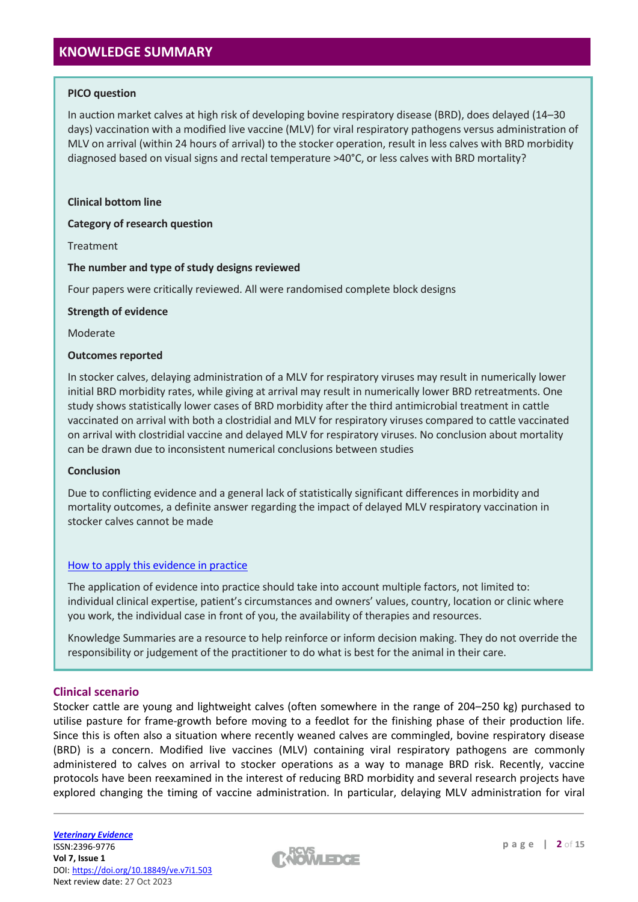## KNOWLEDGE SUMMARY

**PICO question**

In auction market calves at high risk of developing bovine respiratory disease (BRD), does delayed (14–30 days) vaccination with a modified live vaccine (MLV) for viral respiratory pathogens versus administration of MLV on arrival (within 24 hours of arrival) to the stocker operation, result in less calves with BRD morbidity diagnosed based on visual signs and rectal temperature >40°C, or less calves with BRD mortality?

**Clinical bottom line**

**Category of research question**

Treatment

**The number and type of study designs reviewed**

Four papers were critically reviewed. All were randomised complete block designs

**Strength of evidence**

Moderate

**Outcomes reported**

In stocker calves, delaying administration of a MLV for respiratory viruses may result in numerically lower initial BRD morbidity rates, while giving at arrival may result in numerically lower BRD retreatments. One study shows statistically lower cases of BRD morbidity after the third antimicrobial treatment in cattle vaccinated on arrival with both a clostridial and MLV for respiratory viruses compared to cattle vaccinated on arrival with clostridial vaccine and delayed MLV for respiratory viruses. No conclusion about mortality can be drawn due to inconsistent numerical conclusions between studies

**Conclusion**

Due to conflicting evidence and a general lack of statistically significant differences in morbidity and mortality outcomes, a definite answer regarding the impact of delayed MLV respiratory vaccination in stocker calves cannot be made

How to apply this evidence in practice

The application of evidence into practice should take into account multiple factors, not limited to: individual clinical expertise, patient's circumstances and owners' values, country, location or clinic where you work, the individual case in front of you, the availability of therapies and resources.

Knowledge Summaries are a resource to help reinforce or inform decision making. They do not override the responsibility or judgement of the practitioner to do what is best for the animal in their care.

## Clinical scenario

Stocker cattle are young and lightweight calves (often somewhere in the range of 204–250 kg) purchased to utilise pasture for frame-growth before moving to a feedlot for the finishing phase of their production life. Since this is often also a situation where recently weaned calves are commingled, bovine respiratory disease (BRD) is a concern. Modified live vaccines (MLV) containing viral respiratory pathogens are commonly administered to calves on arrival to stocker operations as a way to manage BRD risk. Recently, vaccine protocols have been reexamined in the interest of reducing BRD morbidity and several research projects have explored changing the timing of vaccine administration. In particular, delaying MLV administration for viral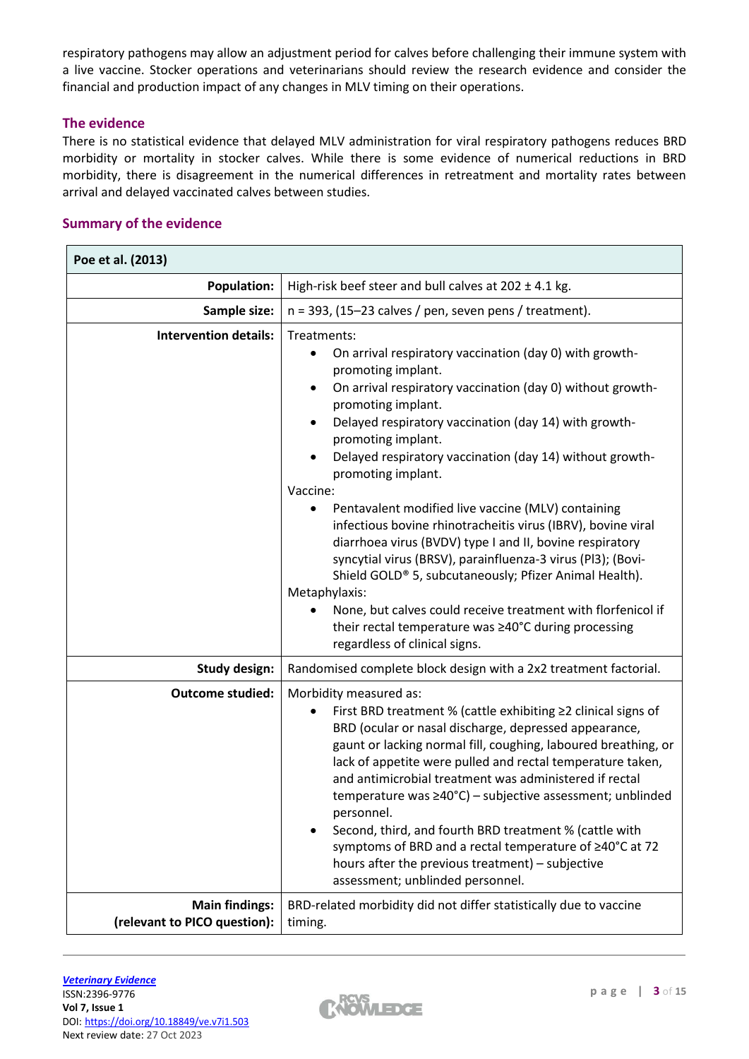respiratory pathogens may allow an adjustment period for calves before challenging their immune system with a live vaccine. Stocker operations and veterinarians should review the research evidence and consider the financial and production impact of any changes in MLV timing on their operations.

## The evidence

There is no statistical evidence that delayed MLV administration for viral respiratory pathogens reduces BRD morbidity or mortality in stocker calves. While there is some evidence of numerical reductions in BRD morbidity, there is disagreement in the numerical differences in retreatment and mortality rates between arrival and delayed vaccinated calves between studies.

## Summary of the evidence

| Poe et al. (2013) | |
|---|---|
| **Population:** | High-risk beef steer and bull calves at 202 ± 4.1 kg. |
| **Sample size:** | n = 393, (15–23 calves / pen, seven pens / treatment). |
| **Intervention details:** | Treatments:<br>• On arrival respiratory vaccination (day 0) with growth-promoting implant.<br>• On arrival respiratory vaccination (day 0) without growth-promoting implant.<br>• Delayed respiratory vaccination (day 14) with growth-promoting implant.<br>• Delayed respiratory vaccination (day 14) without growth-promoting implant.<br>Vaccine:<br>• Pentavalent modified live vaccine (MLV) containing infectious bovine rhinotracheitis virus (IBRV), bovine viral diarrhoea virus (BVDV) type I and II, bovine respiratory syncytial virus (BRSV), parainfluenza-3 virus (PI3); (Bovi-Shield GOLD® 5, subcutaneously; Pfizer Animal Health).<br>Metaphylaxis:<br>• None, but calves could receive treatment with florfenicol if their rectal temperature was ≥40°C during processing regardless of clinical signs. |
| **Study design:** | Randomised complete block design with a 2x2 treatment factorial. |
| **Outcome studied:** | Morbidity measured as:<br>• First BRD treatment % (cattle exhibiting ≥2 clinical signs of BRD (ocular or nasal discharge, depressed appearance, gaunt or lacking normal fill, coughing, laboured breathing, or lack of appetite were pulled and rectal temperature taken, and antimicrobial treatment was administered if rectal temperature was ≥40°C) – subjective assessment; unblinded personnel.<br>• Second, third, and fourth BRD treatment % (cattle with symptoms of BRD and a rectal temperature of ≥40°C at 72 hours after the previous treatment) – subjective assessment; unblinded personnel. |
| **Main findings:**<br>**(relevant to PICO question):** | BRD-related morbidity did not differ statistically due to vaccine timing. |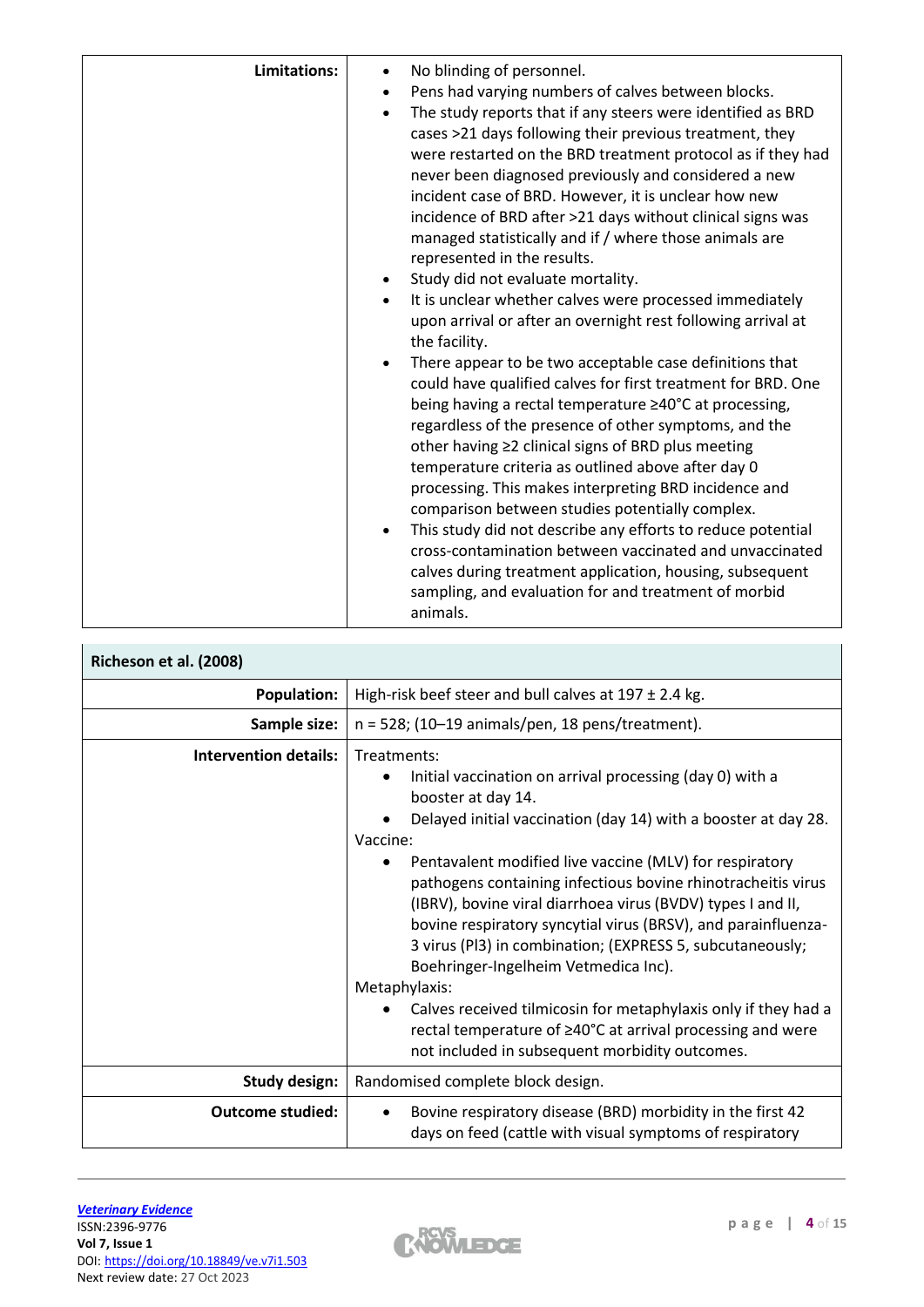| | |
|---|---|
| **Limitations:** | • No blinding of personnel.<br>• Pens had varying numbers of calves between blocks.<br>• The study reports that if any steers were identified as BRD cases >21 days following their previous treatment, they were restarted on the BRD treatment protocol as if they had never been diagnosed previously and considered a new incident case of BRD. However, it is unclear how new incidence of BRD after >21 days without clinical signs was managed statistically and if / where those animals are represented in the results.<br>• Study did not evaluate mortality.<br>• It is unclear whether calves were processed immediately upon arrival or after an overnight rest following arrival at the facility.<br>• There appear to be two acceptable case definitions that could have qualified calves for first treatment for BRD. One being having a rectal temperature ≥40°C at processing, regardless of the presence of other symptoms, and the other having ≥2 clinical signs of BRD plus meeting temperature criteria as outlined above after day 0 processing. This makes interpreting BRD incidence and comparison between studies potentially complex.<br>• This study did not describe any efforts to reduce potential cross-contamination between vaccinated and unvaccinated calves during treatment application, housing, subsequent sampling, and evaluation for and treatment of morbid animals. |

| **Richeson et al. (2008)** | |
|---|---|
| **Population:** | High-risk beef steer and bull calves at 197 ± 2.4 kg. |
| **Sample size:** | n = 528; (10–19 animals/pen, 18 pens/treatment). |
| **Intervention details:** | Treatments:<br>• Initial vaccination on arrival processing (day 0) with a booster at day 14.<br>• Delayed initial vaccination (day 14) with a booster at day 28.<br>Vaccine:<br>• Pentavalent modified live vaccine (MLV) for respiratory pathogens containing infectious bovine rhinotracheitis virus (IBRV), bovine viral diarrhoea virus (BVDV) types I and II, bovine respiratory syncytial virus (BRSV), and parainfluenza-3 virus (PI3) in combination; (EXPRESS 5, subcutaneously; Boehringer-Ingelheim Vetmedica Inc).<br>Metaphylaxis:<br>• Calves received tilmicosin for metaphylaxis only if they had a rectal temperature of ≥40°C at arrival processing and were not included in subsequent morbidity outcomes. |
| **Study design:** | Randomised complete block design. |
| **Outcome studied:** | • Bovine respiratory disease (BRD) morbidity in the first 42 days on feed (cattle with visual symptoms of respiratory |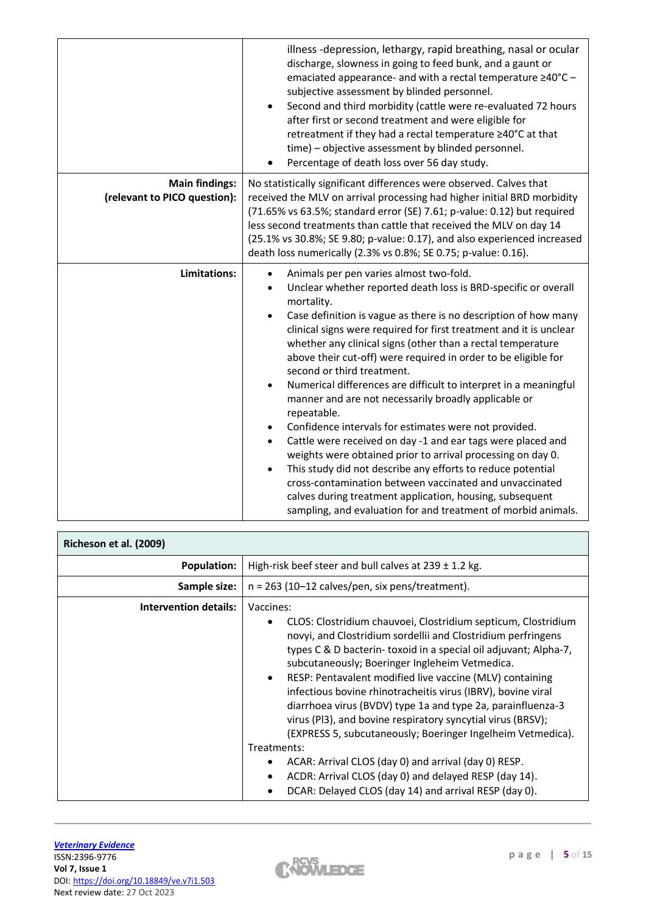| | |
|---|---|
| | illness -depression, lethargy, rapid breathing, nasal or ocular discharge, slowness in going to feed bunk, and a gaunt or emaciated appearance- and with a rectal temperature ≥40°C – subjective assessment by blinded personnel.<br>• Second and third morbidity (cattle were re-evaluated 72 hours after first or second treatment and were eligible for retreatment if they had a rectal temperature ≥40°C at that time) – objective assessment by blinded personnel.<br>• Percentage of death loss over 56 day study. |
| **Main findings: (relevant to PICO question):** | No statistically significant differences were observed. Calves that received the MLV on arrival processing had higher initial BRD morbidity (71.65% vs 63.5%; standard error (SE) 7.61; p-value: 0.12) but required less second treatments than cattle that received the MLV on day 14 (25.1% vs 30.8%; SE 9.80; p-value: 0.17), and also experienced increased death loss numerically (2.3% vs 0.8%; SE 0.75; p-value: 0.16). |
| **Limitations:** | • Animals per pen varies almost two-fold.<br>• Unclear whether reported death loss is BRD-specific or overall mortality.<br>• Case definition is vague as there is no description of how many clinical signs were required for first treatment and it is unclear whether any clinical signs (other than a rectal temperature above their cut-off) were required in order to be eligible for second or third treatment.<br>• Numerical differences are difficult to interpret in a meaningful manner and are not necessarily broadly applicable or repeatable.<br>• Confidence intervals for estimates were not provided.<br>• Cattle were received on day -1 and ear tags were placed and weights were obtained prior to arrival processing on day 0.<br>• This study did not describe any efforts to reduce potential cross-contamination between vaccinated and unvaccinated calves during treatment application, housing, subsequent sampling, and evaluation for and treatment of morbid animals. |

| **Richeson et al. (2009)** | |
|---|---|
| **Population:** | High-risk beef steer and bull calves at 239 ± 1.2 kg. |
| **Sample size:** | n = 263 (10–12 calves/pen, six pens/treatment). |
| **Intervention details:** | Vaccines:<br>• CLOS: Clostridium chauvoei, Clostridium septicum, Clostridium novyi, and Clostridium sordellii and Clostridium perfringens types C & D bacterin- toxoid in a special oil adjuvant; Alpha-7, subcutaneously; Boeringer Ingleheim Vetmedica.<br>• RESP: Pentavalent modified live vaccine (MLV) containing infectious bovine rhinotracheitis virus (IBRV), bovine viral diarrhoea virus (BVDV) type 1a and type 2a, parainfluenza-3 virus (PI3), and bovine respiratory syncytial virus (BRSV); (EXPRESS 5, subcutaneously; Boeringer Ingelheim Vetmedica).<br>Treatments:<br>• ACAR: Arrival CLOS (day 0) and arrival (day 0) RESP.<br>• ACDR: Arrival CLOS (day 0) and delayed RESP (day 14).<br>• DCAR: Delayed CLOS (day 14) and arrival RESP (day 0). |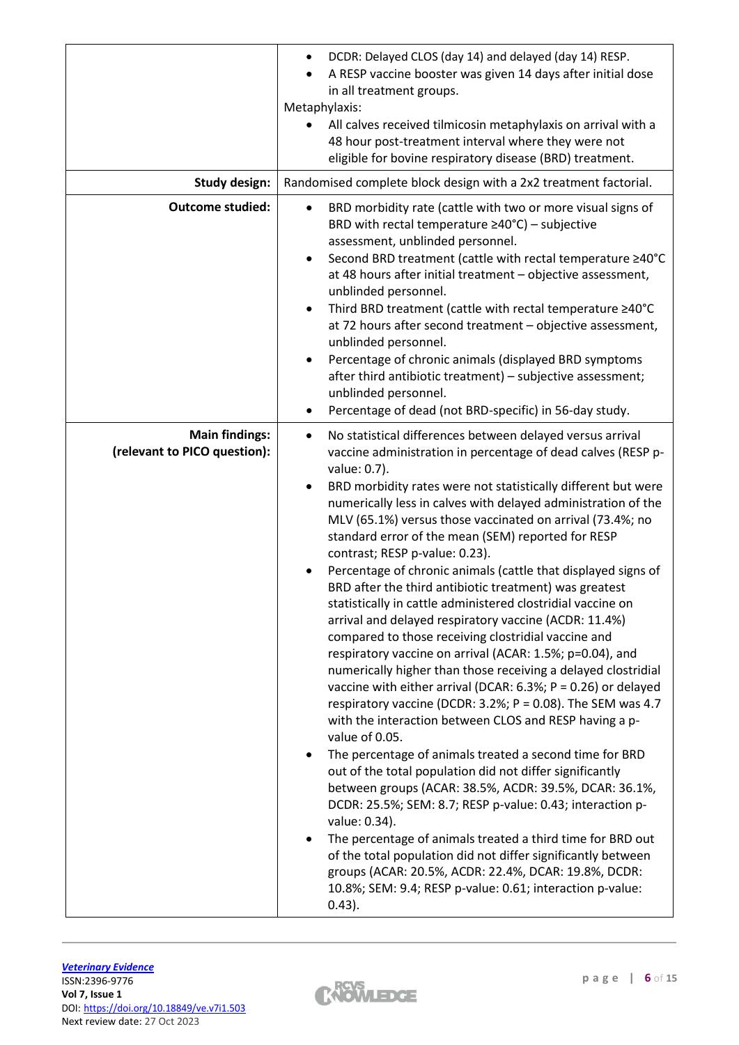|  |  |
|---|---|
|  | • DCDR: Delayed CLOS (day 14) and delayed (day 14) RESP.<br>• A RESP vaccine booster was given 14 days after initial dose in all treatment groups.<br>Metaphylaxis:<br>• All calves received tilmicosin metaphylaxis on arrival with a 48 hour post-treatment interval where they were not eligible for bovine respiratory disease (BRD) treatment. |
| **Study design:** | Randomised complete block design with a 2x2 treatment factorial. |
| **Outcome studied:** | • BRD morbidity rate (cattle with two or more visual signs of BRD with rectal temperature ≥40°C) – subjective assessment, unblinded personnel.<br>• Second BRD treatment (cattle with rectal temperature ≥40°C at 48 hours after initial treatment – objective assessment, unblinded personnel.<br>• Third BRD treatment (cattle with rectal temperature ≥40°C at 72 hours after second treatment – objective assessment, unblinded personnel.<br>• Percentage of chronic animals (displayed BRD symptoms after third antibiotic treatment) – subjective assessment; unblinded personnel.<br>• Percentage of dead (not BRD-specific) in 56-day study. |
| **Main findings: (relevant to PICO question):** | • No statistical differences between delayed versus arrival vaccine administration in percentage of dead calves (RESP p-value: 0.7).<br>• BRD morbidity rates were not statistically different but were numerically less in calves with delayed administration of the MLV (65.1%) versus those vaccinated on arrival (73.4%; no standard error of the mean (SEM) reported for RESP contrast; RESP p-value: 0.23).<br>• Percentage of chronic animals (cattle that displayed signs of BRD after the third antibiotic treatment) was greatest statistically in cattle administered clostridial vaccine on arrival and delayed respiratory vaccine (ACDR: 11.4%) compared to those receiving clostridial vaccine and respiratory vaccine on arrival (ACAR: 1.5%; p=0.04), and numerically higher than those receiving a delayed clostridial vaccine with either arrival (DCAR: 6.3%; P = 0.26) or delayed respiratory vaccine (DCDR: 3.2%; P = 0.08). The SEM was 4.7 with the interaction between CLOS and RESP having a p-value of 0.05.<br>• The percentage of animals treated a second time for BRD out of the total population did not differ significantly between groups (ACAR: 38.5%, ACDR: 39.5%, DCAR: 36.1%, DCDR: 25.5%; SEM: 8.7; RESP p-value: 0.43; interaction p-value: 0.34).<br>• The percentage of animals treated a third time for BRD out of the total population did not differ significantly between groups (ACAR: 20.5%, ACDR: 22.4%, DCAR: 19.8%, DCDR: 10.8%; SEM: 9.4; RESP p-value: 0.61; interaction p-value: 0.43). |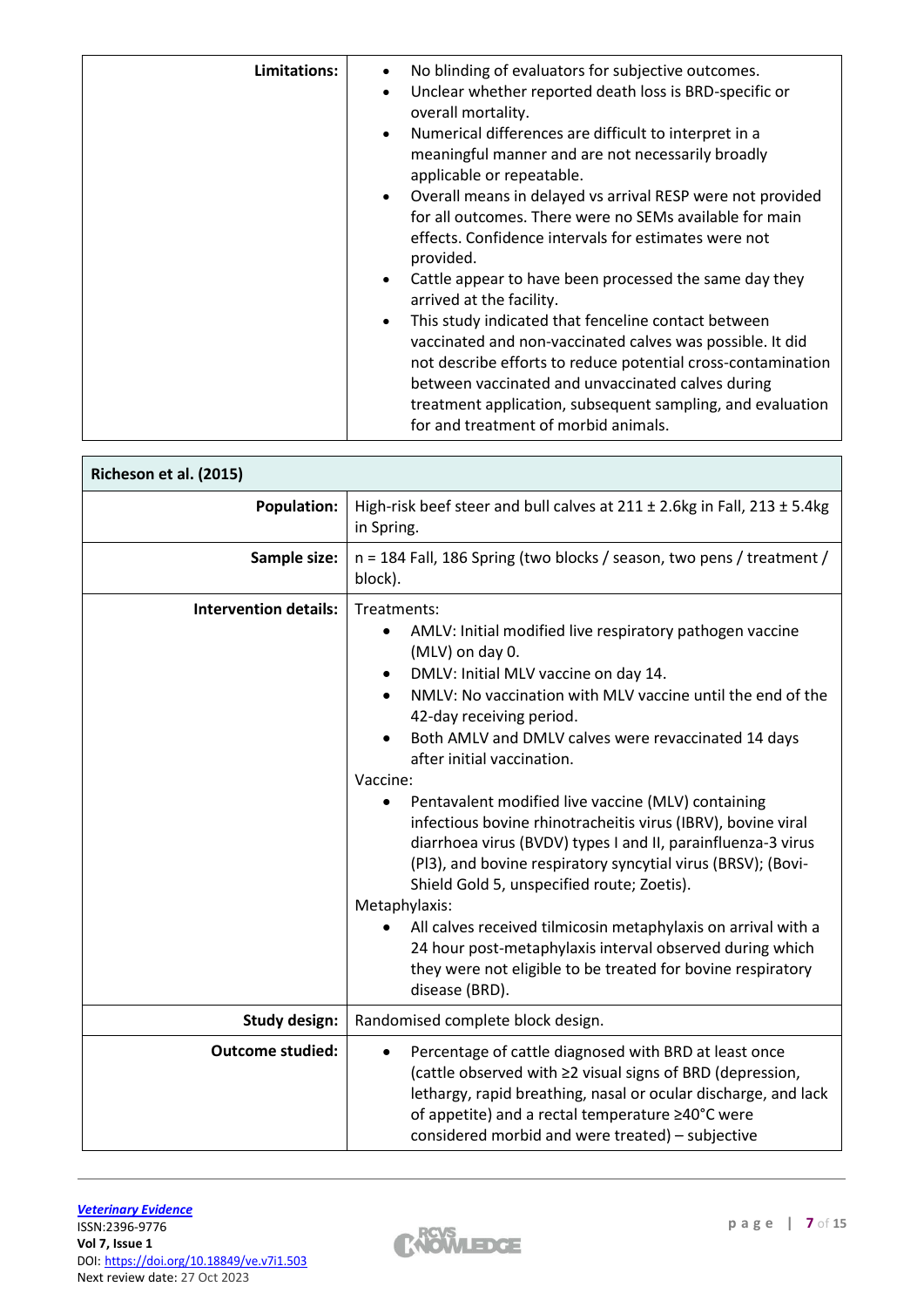| | |
|---|---|
| **Limitations:** | • No blinding of evaluators for subjective outcomes.<br>• Unclear whether reported death loss is BRD-specific or overall mortality.<br>• Numerical differences are difficult to interpret in a meaningful manner and are not necessarily broadly applicable or repeatable.<br>• Overall means in delayed vs arrival RESP were not provided for all outcomes. There were no SEMs available for main effects. Confidence intervals for estimates were not provided.<br>• Cattle appear to have been processed the same day they arrived at the facility.<br>• This study indicated that fenceline contact between vaccinated and non-vaccinated calves was possible. It did not describe efforts to reduce potential cross-contamination between vaccinated and unvaccinated calves during treatment application, subsequent sampling, and evaluation for and treatment of morbid animals. |

| **Richeson et al. (2015)** | |
|---|---|
| **Population:** | High-risk beef steer and bull calves at 211 ± 2.6kg in Fall, 213 ± 5.4kg in Spring. |
| **Sample size:** | n = 184 Fall, 186 Spring (two blocks / season, two pens / treatment / block). |
| **Intervention details:** | Treatments:<br>• AMLV: Initial modified live respiratory pathogen vaccine (MLV) on day 0.<br>• DMLV: Initial MLV vaccine on day 14.<br>• NMLV: No vaccination with MLV vaccine until the end of the 42-day receiving period.<br>• Both AMLV and DMLV calves were revaccinated 14 days after initial vaccination.<br>Vaccine:<br>• Pentavalent modified live vaccine (MLV) containing infectious bovine rhinotracheitis virus (IBRV), bovine viral diarrhoea virus (BVDV) types I and II, parainfluenza-3 virus (PI3), and bovine respiratory syncytial virus (BRSV); (Bovi-Shield Gold 5, unspecified route; Zoetis).<br>Metaphylaxis:<br>• All calves received tilmicosin metaphylaxis on arrival with a 24 hour post-metaphylaxis interval observed during which they were not eligible to be treated for bovine respiratory disease (BRD). |
| **Study design:** | Randomised complete block design. |
| **Outcome studied:** | • Percentage of cattle diagnosed with BRD at least once (cattle observed with ≥2 visual signs of BRD (depression, lethargy, rapid breathing, nasal or ocular discharge, and lack of appetite) and a rectal temperature ≥40°C were considered morbid and were treated) – subjective |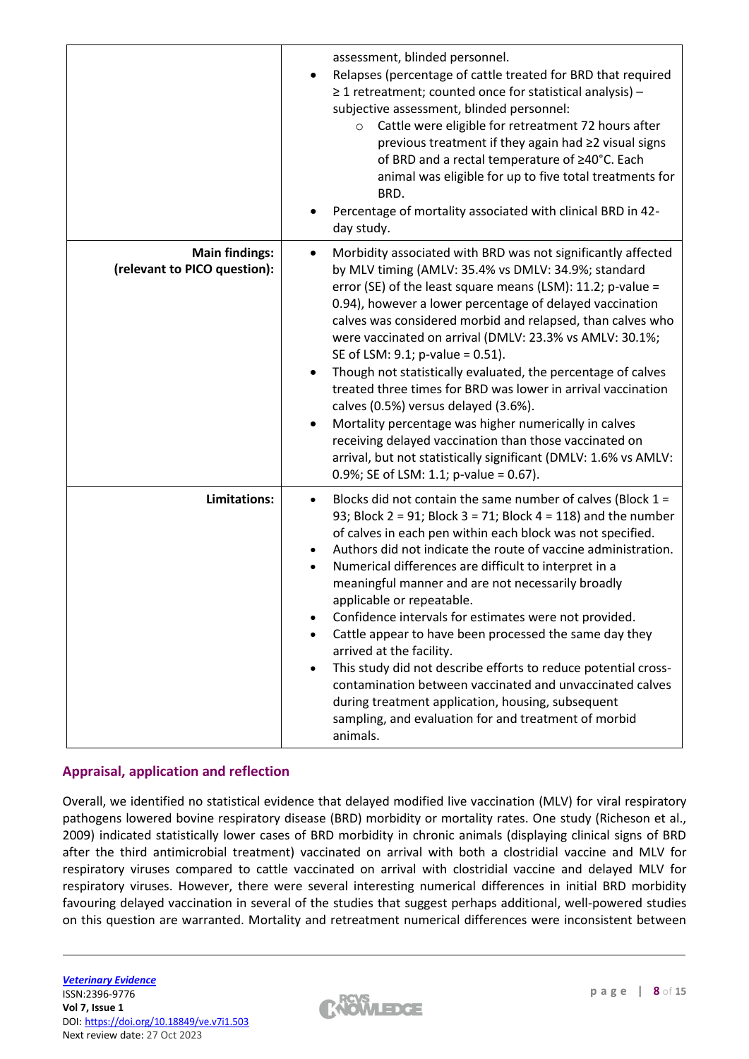| | |
|---|---|
| | assessment, blinded personnel.<br>• Relapses (percentage of cattle treated for BRD that required ≥ 1 retreatment; counted once for statistical analysis) – subjective assessment, blinded personnel:<br>  ○ Cattle were eligible for retreatment 72 hours after previous treatment if they again had ≥2 visual signs of BRD and a rectal temperature of ≥40°C. Each animal was eligible for up to five total treatments for BRD.<br>• Percentage of mortality associated with clinical BRD in 42-day study. |
| **Main findings: (relevant to PICO question):** | • Morbidity associated with BRD was not significantly affected by MLV timing (AMLV: 35.4% vs DMLV: 34.9%; standard error (SE) of the least square means (LSM): 11.2; p-value = 0.94), however a lower percentage of delayed vaccination calves was considered morbid and relapsed, than calves who were vaccinated on arrival (DMLV: 23.3% vs AMLV: 30.1%; SE of LSM: 9.1; p-value = 0.51).<br>• Though not statistically evaluated, the percentage of calves treated three times for BRD was lower in arrival vaccination calves (0.5%) versus delayed (3.6%).<br>• Mortality percentage was higher numerically in calves receiving delayed vaccination than those vaccinated on arrival, but not statistically significant (DMLV: 1.6% vs AMLV: 0.9%; SE of LSM: 1.1; p-value = 0.67). |
| **Limitations:** | • Blocks did not contain the same number of calves (Block 1 = 93; Block 2 = 91; Block 3 = 71; Block 4 = 118) and the number of calves in each pen within each block was not specified.<br>• Authors did not indicate the route of vaccine administration.<br>• Numerical differences are difficult to interpret in a meaningful manner and are not necessarily broadly applicable or repeatable.<br>• Confidence intervals for estimates were not provided.<br>• Cattle appear to have been processed the same day they arrived at the facility.<br>• This study did not describe efforts to reduce potential cross-contamination between vaccinated and unvaccinated calves during treatment application, housing, subsequent sampling, and evaluation for and treatment of morbid animals. |

## Appraisal, application and reflection

Overall, we identified no statistical evidence that delayed modified live vaccination (MLV) for viral respiratory pathogens lowered bovine respiratory disease (BRD) morbidity or mortality rates. One study (Richeson et al., 2009) indicated statistically lower cases of BRD morbidity in chronic animals (displaying clinical signs of BRD after the third antimicrobial treatment) vaccinated on arrival with both a clostridial vaccine and MLV for respiratory viruses compared to cattle vaccinated on arrival with clostridial vaccine and delayed MLV for respiratory viruses. However, there were several interesting numerical differences in initial BRD morbidity favouring delayed vaccination in several of the studies that suggest perhaps additional, well-powered studies on this question are warranted. Mortality and retreatment numerical differences were inconsistent between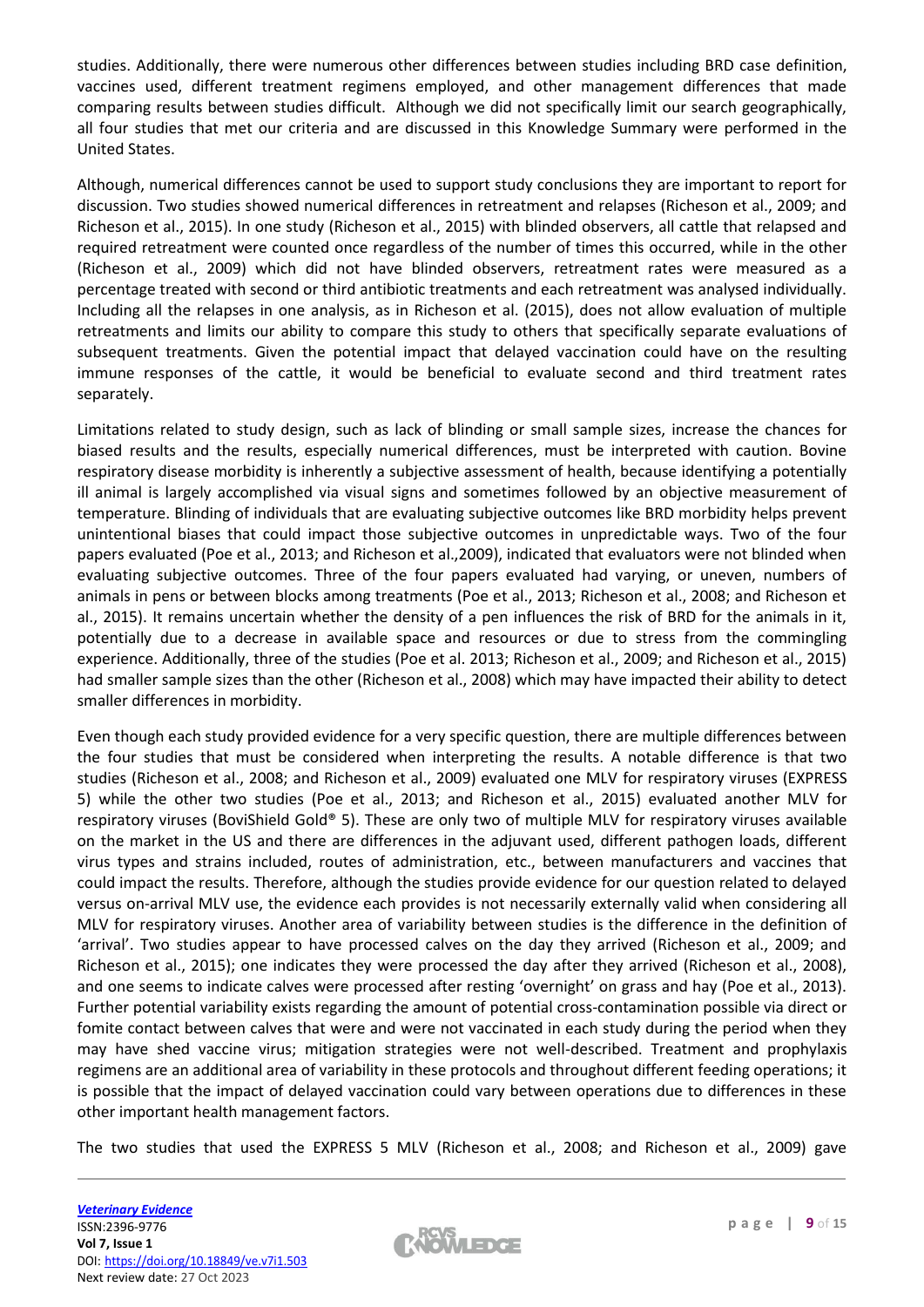studies. Additionally, there were numerous other differences between studies including BRD case definition, vaccines used, different treatment regimens employed, and other management differences that made comparing results between studies difficult. Although we did not specifically limit our search geographically, all four studies that met our criteria and are discussed in this Knowledge Summary were performed in the United States.

Although, numerical differences cannot be used to support study conclusions they are important to report for discussion. Two studies showed numerical differences in retreatment and relapses (Richeson et al., 2009; and Richeson et al., 2015). In one study (Richeson et al., 2015) with blinded observers, all cattle that relapsed and required retreatment were counted once regardless of the number of times this occurred, while in the other (Richeson et al., 2009) which did not have blinded observers, retreatment rates were measured as a percentage treated with second or third antibiotic treatments and each retreatment was analysed individually. Including all the relapses in one analysis, as in Richeson et al. (2015), does not allow evaluation of multiple retreatments and limits our ability to compare this study to others that specifically separate evaluations of subsequent treatments. Given the potential impact that delayed vaccination could have on the resulting immune responses of the cattle, it would be beneficial to evaluate second and third treatment rates separately.

Limitations related to study design, such as lack of blinding or small sample sizes, increase the chances for biased results and the results, especially numerical differences, must be interpreted with caution. Bovine respiratory disease morbidity is inherently a subjective assessment of health, because identifying a potentially ill animal is largely accomplished via visual signs and sometimes followed by an objective measurement of temperature. Blinding of individuals that are evaluating subjective outcomes like BRD morbidity helps prevent unintentional biases that could impact those subjective outcomes in unpredictable ways. Two of the four papers evaluated (Poe et al., 2013; and Richeson et al.,2009), indicated that evaluators were not blinded when evaluating subjective outcomes. Three of the four papers evaluated had varying, or uneven, numbers of animals in pens or between blocks among treatments (Poe et al., 2013; Richeson et al., 2008; and Richeson et al., 2015). It remains uncertain whether the density of a pen influences the risk of BRD for the animals in it, potentially due to a decrease in available space and resources or due to stress from the commingling experience. Additionally, three of the studies (Poe et al. 2013; Richeson et al., 2009; and Richeson et al., 2015) had smaller sample sizes than the other (Richeson et al., 2008) which may have impacted their ability to detect smaller differences in morbidity.

Even though each study provided evidence for a very specific question, there are multiple differences between the four studies that must be considered when interpreting the results. A notable difference is that two studies (Richeson et al., 2008; and Richeson et al., 2009) evaluated one MLV for respiratory viruses (EXPRESS 5) while the other two studies (Poe et al., 2013; and Richeson et al., 2015) evaluated another MLV for respiratory viruses (BoviShield Gold® 5). These are only two of multiple MLV for respiratory viruses available on the market in the US and there are differences in the adjuvant used, different pathogen loads, different virus types and strains included, routes of administration, etc., between manufacturers and vaccines that could impact the results. Therefore, although the studies provide evidence for our question related to delayed versus on-arrival MLV use, the evidence each provides is not necessarily externally valid when considering all MLV for respiratory viruses. Another area of variability between studies is the difference in the definition of 'arrival'. Two studies appear to have processed calves on the day they arrived (Richeson et al., 2009; and Richeson et al., 2015); one indicates they were processed the day after they arrived (Richeson et al., 2008), and one seems to indicate calves were processed after resting 'overnight' on grass and hay (Poe et al., 2013). Further potential variability exists regarding the amount of potential cross-contamination possible via direct or fomite contact between calves that were and were not vaccinated in each study during the period when they may have shed vaccine virus; mitigation strategies were not well-described. Treatment and prophylaxis regimens are an additional area of variability in these protocols and throughout different feeding operations; it is possible that the impact of delayed vaccination could vary between operations due to differences in these other important health management factors.

The two studies that used the EXPRESS 5 MLV (Richeson et al., 2008; and Richeson et al., 2009) gave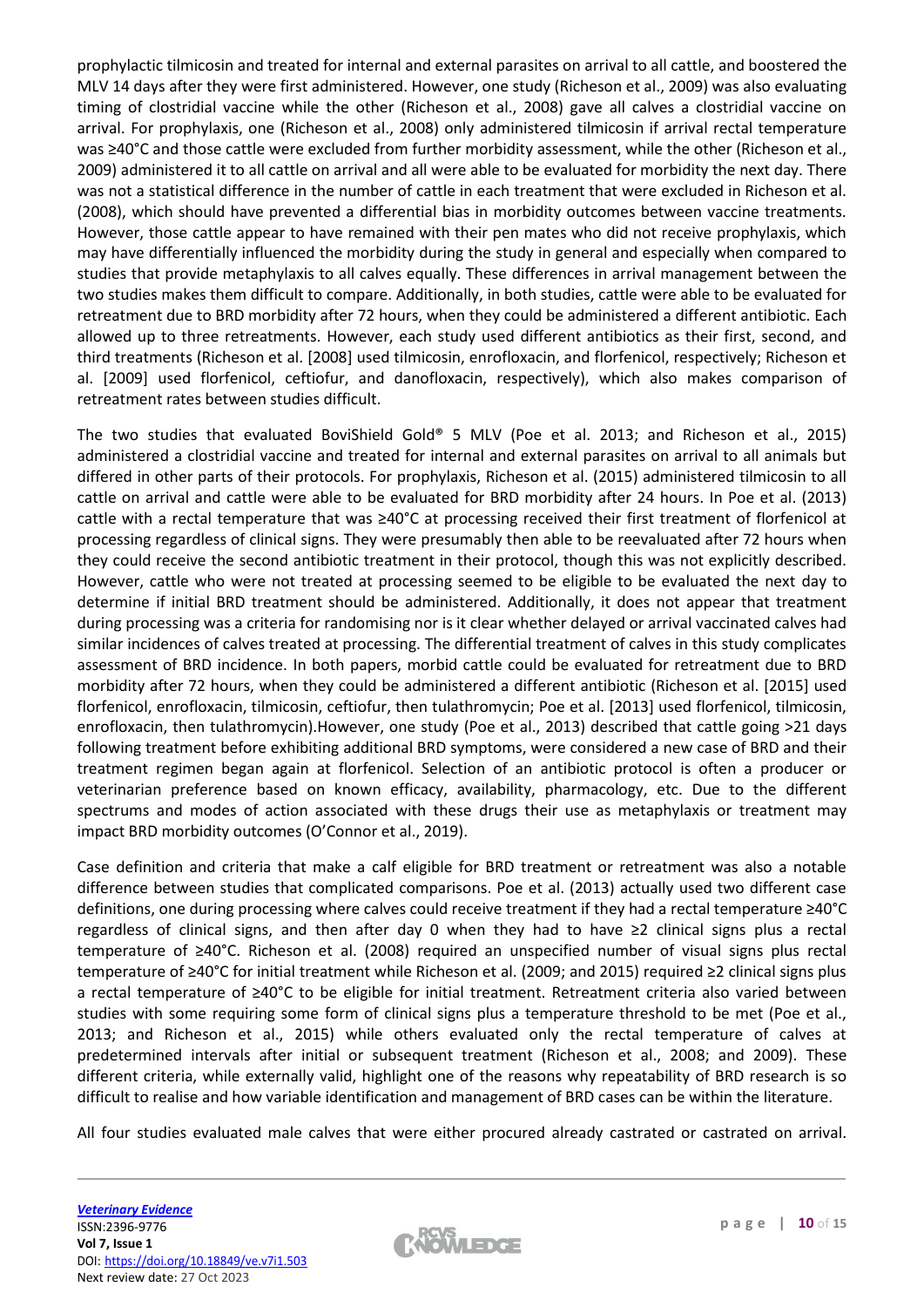prophylactic tilmicosin and treated for internal and external parasites on arrival to all cattle, and boostered the MLV 14 days after they were first administered. However, one study (Richeson et al., 2009) was also evaluating timing of clostridial vaccine while the other (Richeson et al., 2008) gave all calves a clostridial vaccine on arrival. For prophylaxis, one (Richeson et al., 2008) only administered tilmicosin if arrival rectal temperature was ≥40°C and those cattle were excluded from further morbidity assessment, while the other (Richeson et al., 2009) administered it to all cattle on arrival and all were able to be evaluated for morbidity the next day. There was not a statistical difference in the number of cattle in each treatment that were excluded in Richeson et al. (2008), which should have prevented a differential bias in morbidity outcomes between vaccine treatments. However, those cattle appear to have remained with their pen mates who did not receive prophylaxis, which may have differentially influenced the morbidity during the study in general and especially when compared to studies that provide metaphylaxis to all calves equally. These differences in arrival management between the two studies makes them difficult to compare. Additionally, in both studies, cattle were able to be evaluated for retreatment due to BRD morbidity after 72 hours, when they could be administered a different antibiotic. Each allowed up to three retreatments. However, each study used different antibiotics as their first, second, and third treatments (Richeson et al. [2008] used tilmicosin, enrofloxacin, and florfenicol, respectively; Richeson et al. [2009] used florfenicol, ceftiofur, and danofloxacin, respectively), which also makes comparison of retreatment rates between studies difficult.

The two studies that evaluated BoviShield Gold® 5 MLV (Poe et al. 2013; and Richeson et al., 2015) administered a clostridial vaccine and treated for internal and external parasites on arrival to all animals but differed in other parts of their protocols. For prophylaxis, Richeson et al. (2015) administered tilmicosin to all cattle on arrival and cattle were able to be evaluated for BRD morbidity after 24 hours. In Poe et al. (2013) cattle with a rectal temperature that was ≥40°C at processing received their first treatment of florfenicol at processing regardless of clinical signs. They were presumably then able to be reevaluated after 72 hours when they could receive the second antibiotic treatment in their protocol, though this was not explicitly described. However, cattle who were not treated at processing seemed to be eligible to be evaluated the next day to determine if initial BRD treatment should be administered. Additionally, it does not appear that treatment during processing was a criteria for randomising nor is it clear whether delayed or arrival vaccinated calves had similar incidences of calves treated at processing. The differential treatment of calves in this study complicates assessment of BRD incidence. In both papers, morbid cattle could be evaluated for retreatment due to BRD morbidity after 72 hours, when they could be administered a different antibiotic (Richeson et al. [2015] used florfenicol, enrofloxacin, tilmicosin, ceftiofur, then tulathromycin; Poe et al. [2013] used florfenicol, tilmicosin, enrofloxacin, then tulathromycin).However, one study (Poe et al., 2013) described that cattle going >21 days following treatment before exhibiting additional BRD symptoms, were considered a new case of BRD and their treatment regimen began again at florfenicol. Selection of an antibiotic protocol is often a producer or veterinarian preference based on known efficacy, availability, pharmacology, etc. Due to the different spectrums and modes of action associated with these drugs their use as metaphylaxis or treatment may impact BRD morbidity outcomes (O'Connor et al., 2019).

Case definition and criteria that make a calf eligible for BRD treatment or retreatment was also a notable difference between studies that complicated comparisons. Poe et al. (2013) actually used two different case definitions, one during processing where calves could receive treatment if they had a rectal temperature ≥40°C regardless of clinical signs, and then after day 0 when they had to have ≥2 clinical signs plus a rectal temperature of ≥40°C. Richeson et al. (2008) required an unspecified number of visual signs plus rectal temperature of ≥40°C for initial treatment while Richeson et al. (2009; and 2015) required ≥2 clinical signs plus a rectal temperature of ≥40°C to be eligible for initial treatment. Retreatment criteria also varied between studies with some requiring some form of clinical signs plus a temperature threshold to be met (Poe et al., 2013; and Richeson et al., 2015) while others evaluated only the rectal temperature of calves at predetermined intervals after initial or subsequent treatment (Richeson et al., 2008; and 2009). These different criteria, while externally valid, highlight one of the reasons why repeatability of BRD research is so difficult to realise and how variable identification and management of BRD cases can be within the literature.

All four studies evaluated male calves that were either procured already castrated or castrated on arrival.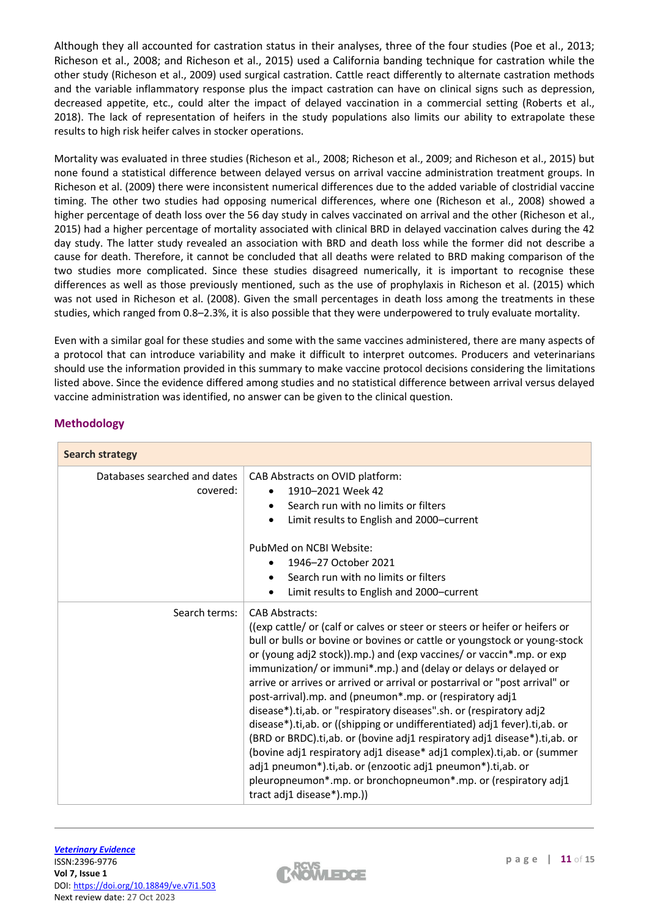Although they all accounted for castration status in their analyses, three of the four studies (Poe et al., 2013; Richeson et al., 2008; and Richeson et al., 2015) used a California banding technique for castration while the other study (Richeson et al., 2009) used surgical castration. Cattle react differently to alternate castration methods and the variable inflammatory response plus the impact castration can have on clinical signs such as depression, decreased appetite, etc., could alter the impact of delayed vaccination in a commercial setting (Roberts et al., 2018). The lack of representation of heifers in the study populations also limits our ability to extrapolate these results to high risk heifer calves in stocker operations.

Mortality was evaluated in three studies (Richeson et al., 2008; Richeson et al., 2009; and Richeson et al., 2015) but none found a statistical difference between delayed versus on arrival vaccine administration treatment groups. In Richeson et al. (2009) there were inconsistent numerical differences due to the added variable of clostridial vaccine timing. The other two studies had opposing numerical differences, where one (Richeson et al., 2008) showed a higher percentage of death loss over the 56 day study in calves vaccinated on arrival and the other (Richeson et al., 2015) had a higher percentage of mortality associated with clinical BRD in delayed vaccination calves during the 42 day study. The latter study revealed an association with BRD and death loss while the former did not describe a cause for death. Therefore, it cannot be concluded that all deaths were related to BRD making comparison of the two studies more complicated. Since these studies disagreed numerically, it is important to recognise these differences as well as those previously mentioned, such as the use of prophylaxis in Richeson et al. (2015) which was not used in Richeson et al. (2008). Given the small percentages in death loss among the treatments in these studies, which ranged from 0.8–2.3%, it is also possible that they were underpowered to truly evaluate mortality.

Even with a similar goal for these studies and some with the same vaccines administered, there are many aspects of a protocol that can introduce variability and make it difficult to interpret outcomes. Producers and veterinarians should use the information provided in this summary to make vaccine protocol decisions considering the limitations listed above. Since the evidence differed among studies and no statistical difference between arrival versus delayed vaccine administration was identified, no answer can be given to the clinical question.

## Methodology

| Search strategy | |
|---|---|
| Databases searched and dates covered: | CAB Abstracts on OVID platform:<br>• 1910–2021 Week 42<br>• Search run with no limits or filters<br>• Limit results to English and 2000–current<br><br>PubMed on NCBI Website:<br>• 1946–27 October 2021<br>• Search run with no limits or filters<br>• Limit results to English and 2000–current |
| Search terms: | CAB Abstracts:<br>((exp cattle/ or (calf or calves or steer or steers or heifer or heifers or bull or bulls or bovine or bovines or cattle or youngstock or young-stock or (young adj2 stock)).mp.) and (exp vaccines/ or vaccin*.mp. or exp immunization/ or immuni*.mp.) and (delay or delays or delayed or arrive or arrives or arrived or arrival or postarrival or "post arrival" or post-arrival).mp. and (pneumon*.mp. or (respiratory adj1 disease*).ti,ab. or "respiratory diseases".sh. or (respiratory adj2 disease*).ti,ab. or ((shipping or undifferentiated) adj1 fever).ti,ab. or (BRD or BRDC).ti,ab. or (bovine adj1 respiratory adj1 disease*).ti,ab. or (bovine adj1 respiratory adj1 disease* adj1 complex).ti,ab. or (summer adj1 pneumon*).ti,ab. or (enzootic adj1 pneumon*).ti,ab. or pleuropneumon*.mp. or bronchopneumon*.mp. or (respiratory adj1 tract adj1 disease*).mp.)) |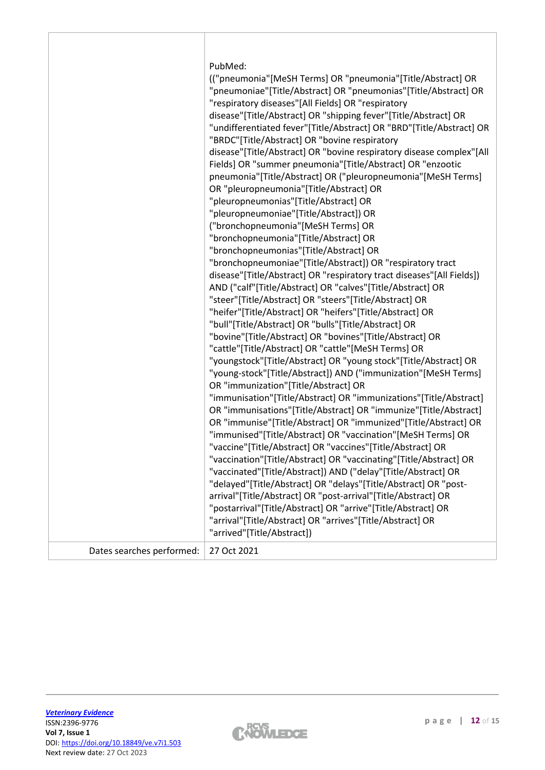| | |
|---|---|
| | PubMed:<br>(("pneumonia"[MeSH Terms] OR "pneumonia"[Title/Abstract] OR "pneumoniae"[Title/Abstract] OR "pneumonias"[Title/Abstract] OR "respiratory diseases"[All Fields] OR "respiratory disease"[Title/Abstract] OR "shipping fever"[Title/Abstract] OR "undifferentiated fever"[Title/Abstract] OR "BRD"[Title/Abstract] OR "BRDC"[Title/Abstract] OR "bovine respiratory disease"[Title/Abstract] OR "bovine respiratory disease complex"[All Fields] OR "summer pneumonia"[Title/Abstract] OR "enzootic pneumonia"[Title/Abstract] OR ("pleuropneumonia"[MeSH Terms] OR "pleuropneumonia"[Title/Abstract] OR "pleuropneumonias"[Title/Abstract] OR "pleuropneumoniae"[Title/Abstract]) OR ("bronchopneumonia"[MeSH Terms] OR "bronchopneumonia"[Title/Abstract] OR "bronchopneumonias"[Title/Abstract] OR "bronchopneumoniae"[Title/Abstract]) OR "respiratory tract disease"[Title/Abstract] OR "respiratory tract diseases"[All Fields]) AND ("calf"[Title/Abstract] OR "calves"[Title/Abstract] OR "steer"[Title/Abstract] OR "steers"[Title/Abstract] OR "heifer"[Title/Abstract] OR "heifers"[Title/Abstract] OR "bull"[Title/Abstract] OR "bulls"[Title/Abstract] OR "bovine"[Title/Abstract] OR "bovines"[Title/Abstract] OR "cattle"[Title/Abstract] OR "cattle"[MeSH Terms] OR "youngstock"[Title/Abstract] OR "young stock"[Title/Abstract] OR "young-stock"[Title/Abstract]) AND ("immunization"[MeSH Terms] OR "immunization"[Title/Abstract] OR "immunisation"[Title/Abstract] OR "immunizations"[Title/Abstract] OR "immunisations"[Title/Abstract] OR "immunize"[Title/Abstract] OR "immunise"[Title/Abstract] OR "immunized"[Title/Abstract] OR "immunised"[Title/Abstract] OR "vaccination"[MeSH Terms] OR "vaccine"[Title/Abstract] OR "vaccines"[Title/Abstract] OR "vaccination"[Title/Abstract] OR "vaccinating"[Title/Abstract] OR "vaccinated"[Title/Abstract]) AND ("delay"[Title/Abstract] OR "delayed"[Title/Abstract] OR "delays"[Title/Abstract] OR "post-arrival"[Title/Abstract] OR "post-arrival"[Title/Abstract] OR "postarrival"[Title/Abstract] OR "arrive"[Title/Abstract] OR "arrival"[Title/Abstract] OR "arrives"[Title/Abstract] OR "arrived"[Title/Abstract]) |
| Dates searches performed: | 27 Oct 2021 |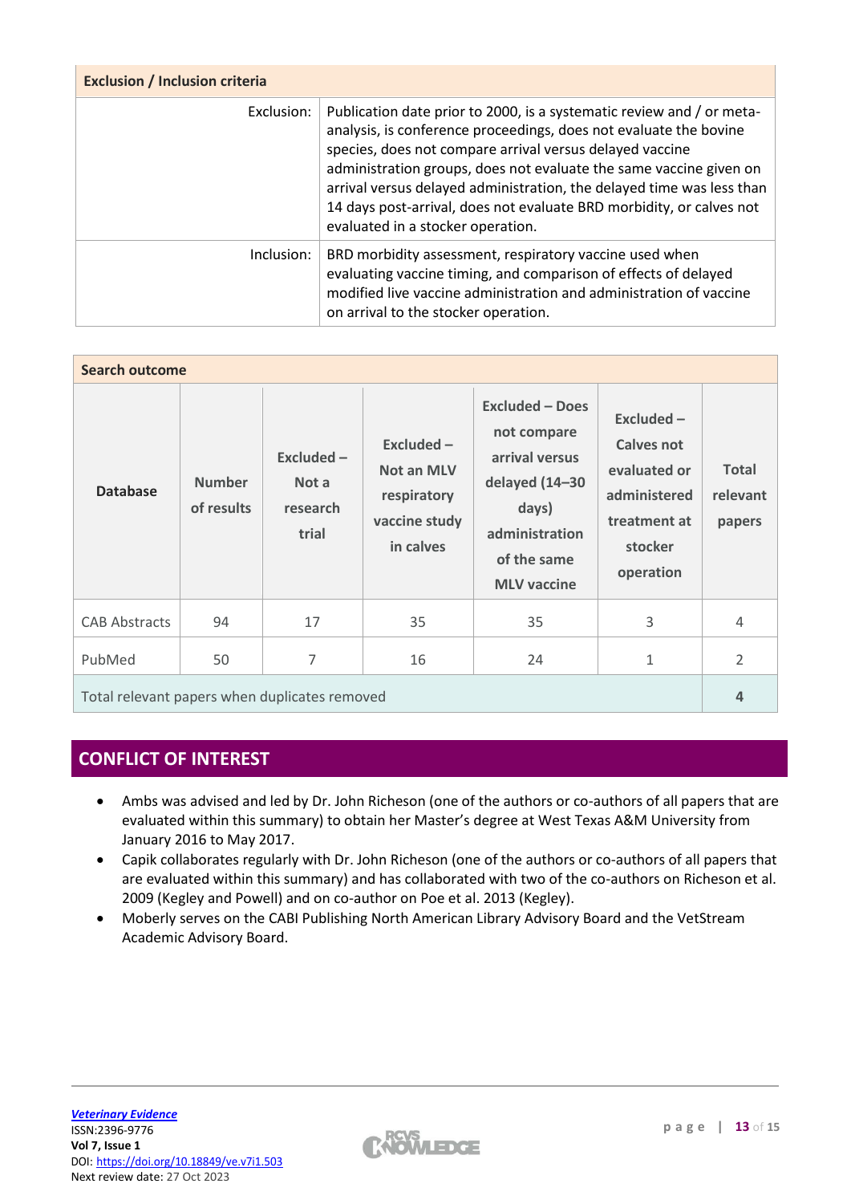| Exclusion / Inclusion criteria | |
|---|---|
| Exclusion: | Publication date prior to 2000, is a systematic review and / or meta-analysis, is conference proceedings, does not evaluate the bovine species, does not compare arrival versus delayed vaccine administration groups, does not evaluate the same vaccine given on arrival versus delayed administration, the delayed time was less than 14 days post-arrival, does not evaluate BRD morbidity, or calves not evaluated in a stocker operation. |
| Inclusion: | BRD morbidity assessment, respiratory vaccine used when evaluating vaccine timing, and comparison of effects of delayed modified live vaccine administration and administration of vaccine on arrival to the stocker operation. |

**Search outcome**

| Database | Number of results | Excluded – Not a research trial | Excluded – Not an MLV respiratory vaccine study in calves | Excluded – Does not compare arrival versus delayed (14–30 days) administration of the same MLV vaccine | Excluded – Calves not evaluated or administered treatment at stocker operation | Total relevant papers |
|---|---|---|---|---|---|---|
| CAB Abstracts | 94 | 17 | 35 | 35 | 3 | 4 |
| PubMed | 50 | 7 | 16 | 24 | 1 | 2 |
| Total relevant papers when duplicates removed | | | | | | 4 |

## CONFLICT OF INTEREST

- Ambs was advised and led by Dr. John Richeson (one of the authors or co-authors of all papers that are evaluated within this summary) to obtain her Master's degree at West Texas A&M University from January 2016 to May 2017.
- Capik collaborates regularly with Dr. John Richeson (one of the authors or co-authors of all papers that are evaluated within this summary) and has collaborated with two of the co-authors on Richeson et al. 2009 (Kegley and Powell) and on co-author on Poe et al. 2013 (Kegley).
- Moberly serves on the CABI Publishing North American Library Advisory Board and the VetStream Academic Advisory Board.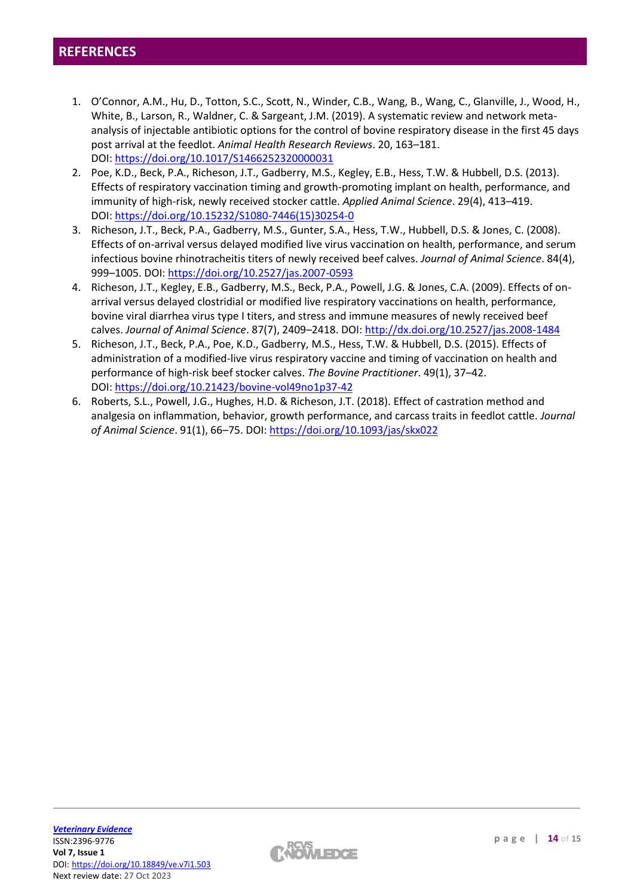## REFERENCES

1. O'Connor, A.M., Hu, D., Totton, S.C., Scott, N., Winder, C.B., Wang, B., Wang, C., Glanville, J., Wood, H., White, B., Larson, R., Waldner, C. & Sargeant, J.M. (2019). A systematic review and network meta-analysis of injectable antibiotic options for the control of bovine respiratory disease in the first 45 days post arrival at the feedlot. *Animal Health Research Reviews*. 20, 163–181. DOI: https://doi.org/10.1017/S1466252320000031
2. Poe, K.D., Beck, P.A., Richeson, J.T., Gadberry, M.S., Kegley, E.B., Hess, T.W. & Hubbell, D.S. (2013). Effects of respiratory vaccination timing and growth-promoting implant on health, performance, and immunity of high-risk, newly received stocker cattle. *Applied Animal Science*. 29(4), 413–419. DOI: https://doi.org/10.15232/S1080-7446(15)30254-0
3. Richeson, J.T., Beck, P.A., Gadberry, M.S., Gunter, S.A., Hess, T.W., Hubbell, D.S. & Jones, C. (2008). Effects of on-arrival versus delayed modified live virus vaccination on health, performance, and serum infectious bovine rhinotracheitis titers of newly received beef calves. *Journal of Animal Science*. 84(4), 999–1005. DOI: https://doi.org/10.2527/jas.2007-0593
4. Richeson, J.T., Kegley, E.B., Gadberry, M.S., Beck, P.A., Powell, J.G. & Jones, C.A. (2009). Effects of on-arrival versus delayed clostridial or modified live respiratory vaccinations on health, performance, bovine viral diarrhea virus type I titers, and stress and immune measures of newly received beef calves. *Journal of Animal Science*. 87(7), 2409–2418. DOI: http://dx.doi.org/10.2527/jas.2008-1484
5. Richeson, J.T., Beck, P.A., Poe, K.D., Gadberry, M.S., Hess, T.W. & Hubbell, D.S. (2015). Effects of administration of a modified-live virus respiratory vaccine and timing of vaccination on health and performance of high-risk beef stocker calves. *The Bovine Practitioner*. 49(1), 37–42. DOI: https://doi.org/10.21423/bovine-vol49no1p37-42
6. Roberts, S.L., Powell, J.G., Hughes, H.D. & Richeson, J.T. (2018). Effect of castration method and analgesia on inflammation, behavior, growth performance, and carcass traits in feedlot cattle. *Journal of Animal Science*. 91(1), 66–75. DOI: https://doi.org/10.1093/jas/skx022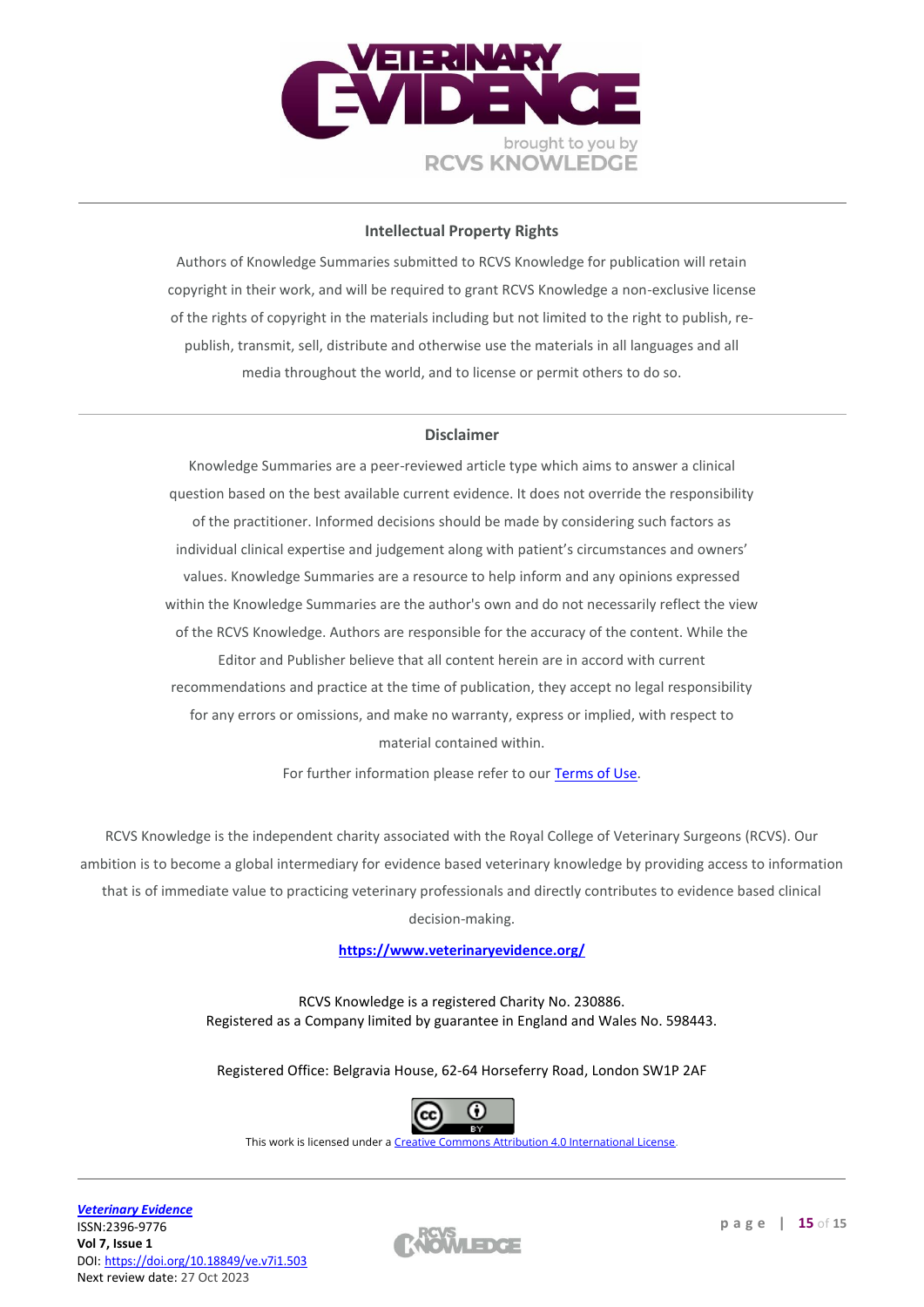## Intellectual Property Rights

Authors of Knowledge Summaries submitted to RCVS Knowledge for publication will retain copyright in their work, and will be required to grant RCVS Knowledge a non-exclusive license of the rights of copyright in the materials including but not limited to the right to publish, re-publish, transmit, sell, distribute and otherwise use the materials in all languages and all media throughout the world, and to license or permit others to do so.

## Disclaimer

Knowledge Summaries are a peer-reviewed article type which aims to answer a clinical question based on the best available current evidence. It does not override the responsibility of the practitioner. Informed decisions should be made by considering such factors as individual clinical expertise and judgement along with patient's circumstances and owners' values. Knowledge Summaries are a resource to help inform and any opinions expressed within the Knowledge Summaries are the author's own and do not necessarily reflect the view of the RCVS Knowledge. Authors are responsible for the accuracy of the content. While the Editor and Publisher believe that all content herein are in accord with current recommendations and practice at the time of publication, they accept no legal responsibility for any errors or omissions, and make no warranty, express or implied, with respect to material contained within.

For further information please refer to our [Terms of Use](#).

RCVS Knowledge is the independent charity associated with the Royal College of Veterinary Surgeons (RCVS). Our ambition is to become a global intermediary for evidence based veterinary knowledge by providing access to information that is of immediate value to practicing veterinary professionals and directly contributes to evidence based clinical decision-making.

**[https://www.veterinaryevidence.org/](https://www.veterinaryevidence.org/)**

RCVS Knowledge is a registered Charity No. 230886.
Registered as a Company limited by guarantee in England and Wales No. 598443.

Registered Office: Belgravia House, 62-64 Horseferry Road, London SW1P 2AF

This work is licensed under a [Creative Commons Attribution 4.0 International License](#).

*Veterinary Evidence*
ISSN:2396-9776
**Vol 7, Issue 1**
DOI: [https://doi.org/10.18849/ve.v7i1.503](https://doi.org/10.18849/ve.v7i1.503)
Next review date: 27 Oct 2023